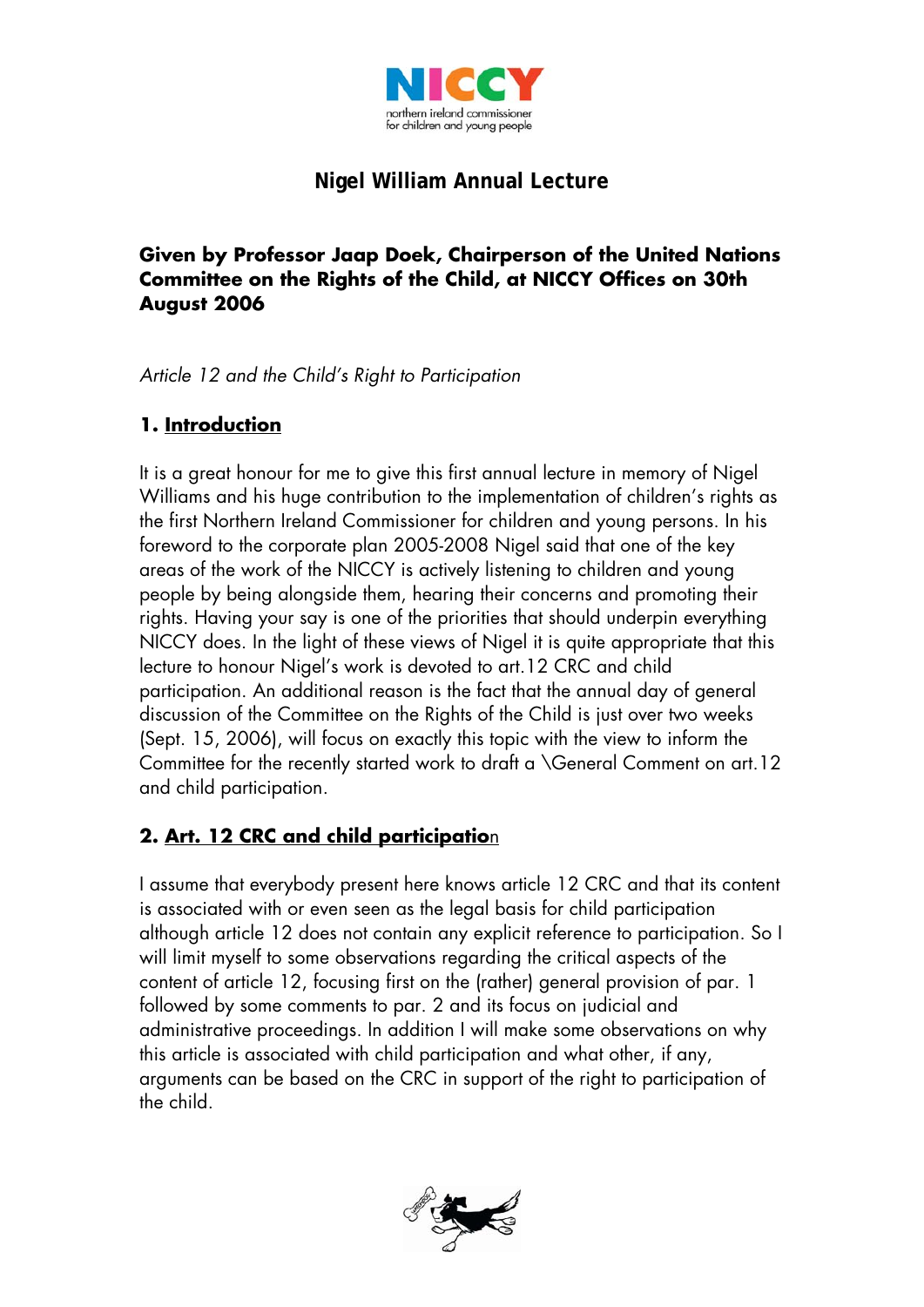NICCY

northern ireland commissioner for children and young people

# Nigel William Annual Lecture

**Given by Professor Jaap Doek, Chairperson of the United Nations Committee on the Rights of the Child, at NICCY Offices on 30th August 2006**

*Article 12 and the Child's Right to Participation*

## 1. Introduction

It is a great honour for me to give this first annual lecture in memory of Nigel Williams and his huge contribution to the implementation of children's rights as the first Northern Ireland Commissioner for children and young persons. In his foreword to the corporate plan 2005-2008 Nigel said that one of the key areas of the work of the NICCY is actively listening to children and young people by being alongside them, hearing their concerns and promoting their rights. Having your say is one of the priorities that should underpin everything NICCY does. In the light of these views of Nigel it is quite appropriate that this lecture to honour Nigel's work is devoted to art.12 CRC and child participation. An additional reason is the fact that the annual day of general discussion of the Committee on the Rights of the Child is just over two weeks (Sept. 15, 2006), will focus on exactly this topic with the view to inform the Committee for the recently started work to draft a \General Comment on art.12 and child participation.

## 2. Art. 12 CRC and child participation

I assume that everybody present here knows article 12 CRC and that its content is associated with or even seen as the legal basis for child participation although article 12 does not contain any explicit reference to participation. So I will limit myself to some observations regarding the critical aspects of the content of article 12, focusing first on the (rather) general provision of par. 1 followed by some comments to par. 2 and its focus on judicial and administrative proceedings. In addition I will make some observations on why this article is associated with child participation and what other, if any, arguments can be based on the CRC in support of the right to participation of the child.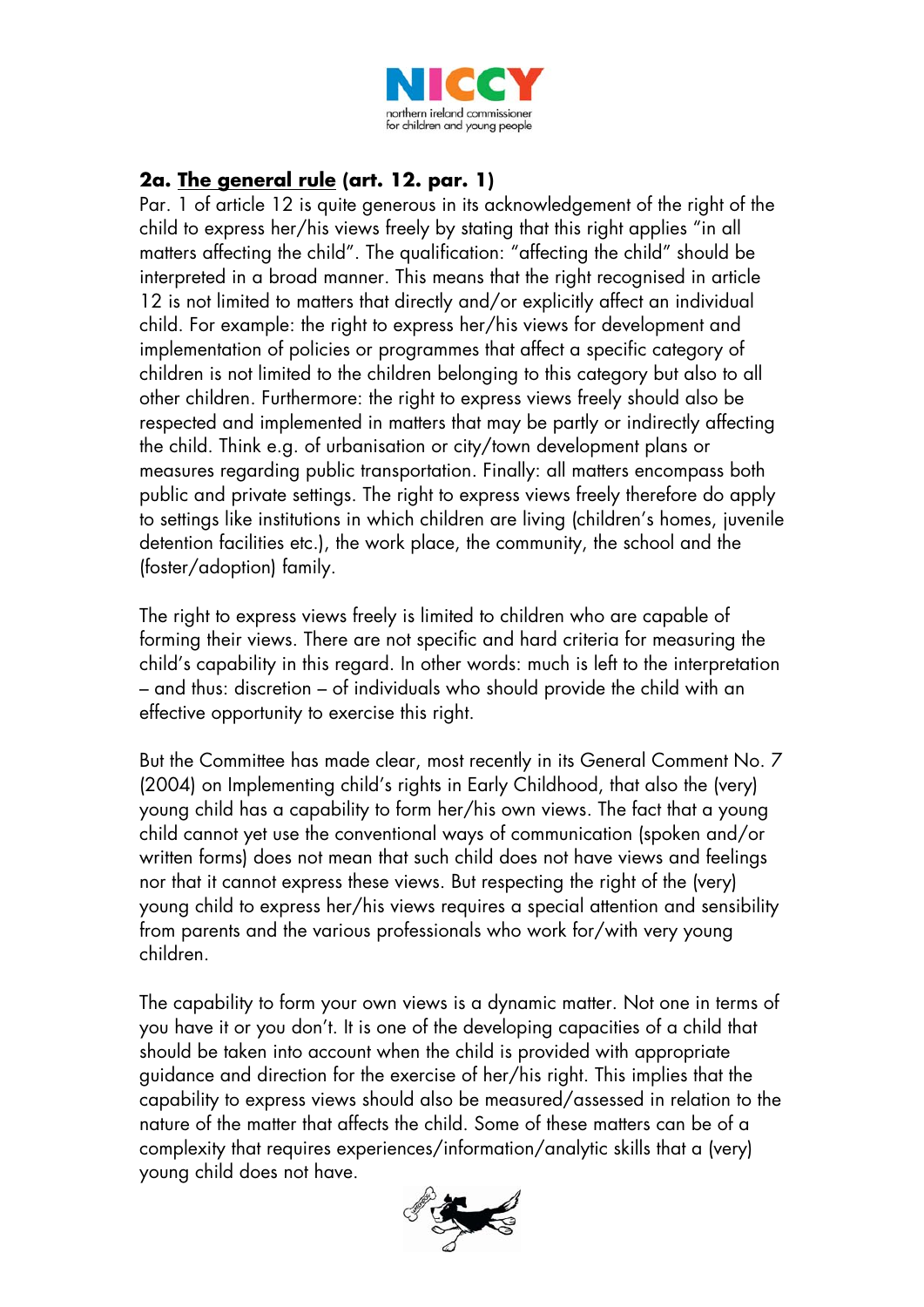## 2a. <u>The general rule</u> (art. 12. par. 1)

Par. 1 of article 12 is quite generous in its acknowledgement of the right of the child to express her/his views freely by stating that this right applies "in all matters affecting the child". The qualification: "affecting the child" should be interpreted in a broad manner. This means that the right recognised in article 12 is not limited to matters that directly and/or explicitly affect an individual child. For example: the right to express her/his views for development and implementation of policies or programmes that affect a specific category of children is not limited to the children belonging to this category but also to all other children. Furthermore: the right to express views freely should also be respected and implemented in matters that may be partly or indirectly affecting the child. Think e.g. of urbanisation or city/town development plans or measures regarding public transportation. Finally: all matters encompass both public and private settings. The right to express views freely therefore do apply to settings like institutions in which children are living (children's homes, juvenile detention facilities etc.), the work place, the community, the school and the (foster/adoption) family.

The right to express views freely is limited to children who are capable of forming their views. There are not specific and hard criteria for measuring the child's capability in this regard. In other words: much is left to the interpretation – and thus: discretion – of individuals who should provide the child with an effective opportunity to exercise this right.

But the Committee has made clear, most recently in its General Comment No. 7 (2004) on Implementing child's rights in Early Childhood, that also the (very) young child has a capability to form her/his own views. The fact that a young child cannot yet use the conventional ways of communication (spoken and/or written forms) does not mean that such child does not have views and feelings nor that it cannot express these views. But respecting the right of the (very) young child to express her/his views requires a special attention and sensibility from parents and the various professionals who work for/with very young children.

The capability to form your own views is a dynamic matter. Not one in terms of you have it or you don't. It is one of the developing capacities of a child that should be taken into account when the child is provided with appropriate guidance and direction for the exercise of her/his right. This implies that the capability to express views should also be measured/assessed in relation to the nature of the matter that affects the child. Some of these matters can be of a complexity that requires experiences/information/analytic skills that a (very) young child does not have.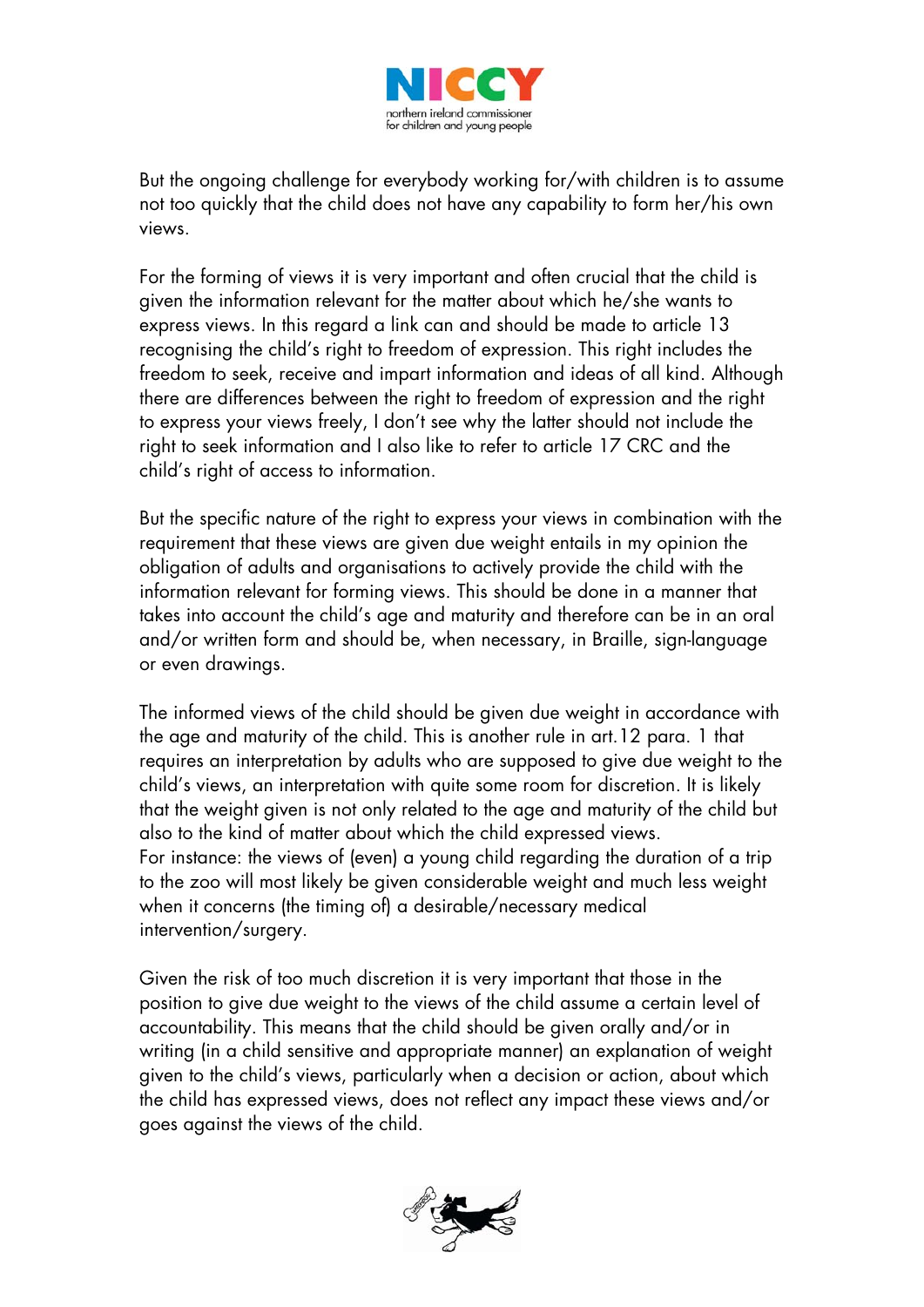But the ongoing challenge for everybody working for/with children is to assume not too quickly that the child does not have any capability to form her/his own views.

For the forming of views it is very important and often crucial that the child is given the information relevant for the matter about which he/she wants to express views. In this regard a link can and should be made to article 13 recognising the child's right to freedom of expression. This right includes the freedom to seek, receive and impart information and ideas of all kind. Although there are differences between the right to freedom of expression and the right to express your views freely, I don't see why the latter should not include the right to seek information and I also like to refer to article 17 CRC and the child's right of access to information.

But the specific nature of the right to express your views in combination with the requirement that these views are given due weight entails in my opinion the obligation of adults and organisations to actively provide the child with the information relevant for forming views. This should be done in a manner that takes into account the child's age and maturity and therefore can be in an oral and/or written form and should be, when necessary, in Braille, sign-language or even drawings.

The informed views of the child should be given due weight in accordance with the age and maturity of the child. This is another rule in art.12 para. 1 that requires an interpretation by adults who are supposed to give due weight to the child's views, an interpretation with quite some room for discretion. It is likely that the weight given is not only related to the age and maturity of the child but also to the kind of matter about which the child expressed views.
For instance: the views of (even) a young child regarding the duration of a trip to the zoo will most likely be given considerable weight and much less weight when it concerns (the timing of) a desirable/necessary medical intervention/surgery.

Given the risk of too much discretion it is very important that those in the position to give due weight to the views of the child assume a certain level of accountability. This means that the child should be given orally and/or in writing (in a child sensitive and appropriate manner) an explanation of weight given to the child's views, particularly when a decision or action, about which the child has expressed views, does not reflect any impact these views and/or goes against the views of the child.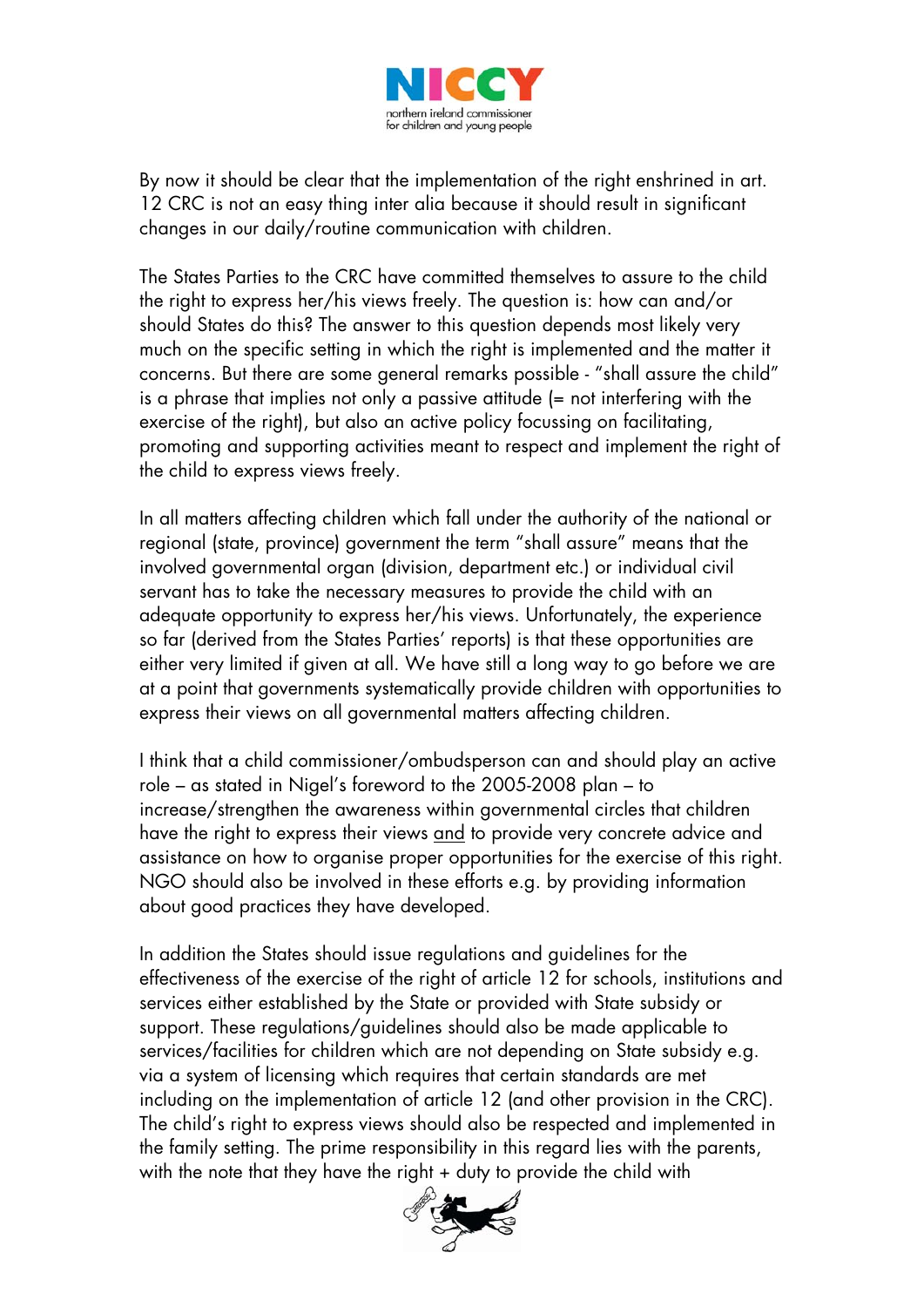By now it should be clear that the implementation of the right enshrined in art. 12 CRC is not an easy thing inter alia because it should result in significant changes in our daily/routine communication with children.

The States Parties to the CRC have committed themselves to assure to the child the right to express her/his views freely. The question is: how can and/or should States do this? The answer to this question depends most likely very much on the specific setting in which the right is implemented and the matter it concerns. But there are some general remarks possible - "shall assure the child" is a phrase that implies not only a passive attitude (= not interfering with the exercise of the right), but also an active policy focussing on facilitating, promoting and supporting activities meant to respect and implement the right of the child to express views freely.

In all matters affecting children which fall under the authority of the national or regional (state, province) government the term "shall assure" means that the involved governmental organ (division, department etc.) or individual civil servant has to take the necessary measures to provide the child with an adequate opportunity to express her/his views. Unfortunately, the experience so far (derived from the States Parties' reports) is that these opportunities are either very limited if given at all. We have still a long way to go before we are at a point that governments systematically provide children with opportunities to express their views on all governmental matters affecting children.

I think that a child commissioner/ombudsperson can and should play an active role – as stated in Nigel's foreword to the 2005-2008 plan – to increase/strengthen the awareness within governmental circles that children have the right to express their views <u>and</u> to provide very concrete advice and assistance on how to organise proper opportunities for the exercise of this right. NGO should also be involved in these efforts e.g. by providing information about good practices they have developed.

In addition the States should issue regulations and guidelines for the effectiveness of the exercise of the right of article 12 for schools, institutions and services either established by the State or provided with State subsidy or support. These regulations/guidelines should also be made applicable to services/facilities for children which are not depending on State subsidy e.g. via a system of licensing which requires that certain standards are met including on the implementation of article 12 (and other provision in the CRC). The child's right to express views should also be respected and implemented in the family setting. The prime responsibility in this regard lies with the parents, with the note that they have the right + duty to provide the child with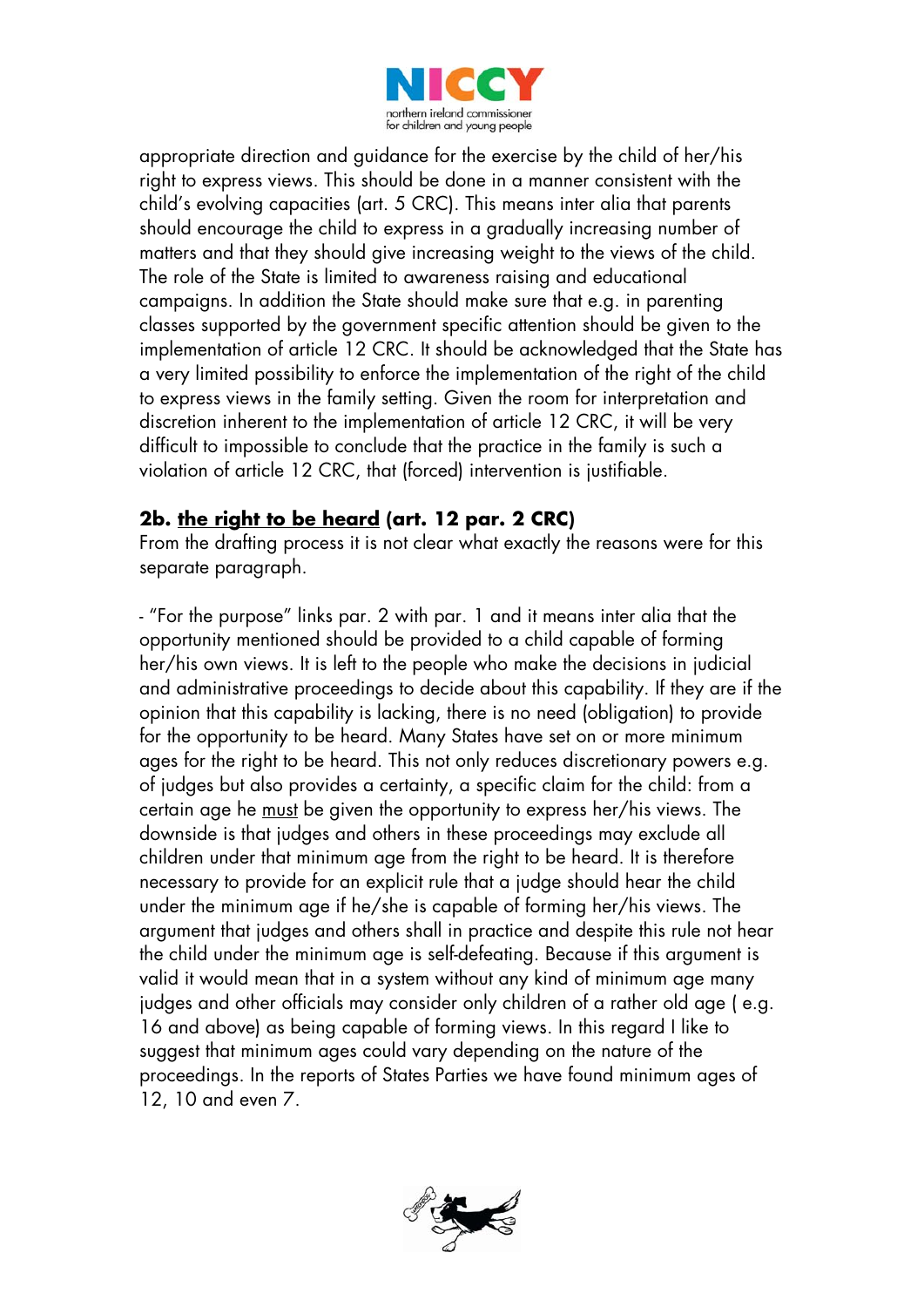appropriate direction and guidance for the exercise by the child of her/his right to express views. This should be done in a manner consistent with the child's evolving capacities (art. 5 CRC). This means inter alia that parents should encourage the child to express in a gradually increasing number of matters and that they should give increasing weight to the views of the child. The role of the State is limited to awareness raising and educational campaigns. In addition the State should make sure that e.g. in parenting classes supported by the government specific attention should be given to the implementation of article 12 CRC. It should be acknowledged that the State has a very limited possibility to enforce the implementation of the right of the child to express views in the family setting. Given the room for interpretation and discretion inherent to the implementation of article 12 CRC, it will be very difficult to impossible to conclude that the practice in the family is such a violation of article 12 CRC, that (forced) intervention is justifiable.

## 2b. <u>the right to be heard</u> (art. 12 par. 2 CRC)

From the drafting process it is not clear what exactly the reasons were for this separate paragraph.

- "For the purpose" links par. 2 with par. 1 and it means inter alia that the opportunity mentioned should be provided to a child capable of forming her/his own views. It is left to the people who make the decisions in judicial and administrative proceedings to decide about this capability. If they are if the opinion that this capability is lacking, there is no need (obligation) to provide for the opportunity to be heard. Many States have set on or more minimum ages for the right to be heard. This not only reduces discretionary powers e.g. of judges but also provides a certainty, a specific claim for the child: from a certain age he <u>must</u> be given the opportunity to express her/his views. The downside is that judges and others in these proceedings may exclude all children under that minimum age from the right to be heard. It is therefore necessary to provide for an explicit rule that a judge should hear the child under the minimum age if he/she is capable of forming her/his views. The argument that judges and others shall in practice and despite this rule not hear the child under the minimum age is self-defeating. Because if this argument is valid it would mean that in a system without any kind of minimum age many judges and other officials may consider only children of a rather old age ( e.g. 16 and above) as being capable of forming views. In this regard I like to suggest that minimum ages could vary depending on the nature of the proceedings. In the reports of States Parties we have found minimum ages of 12, 10 and even 7.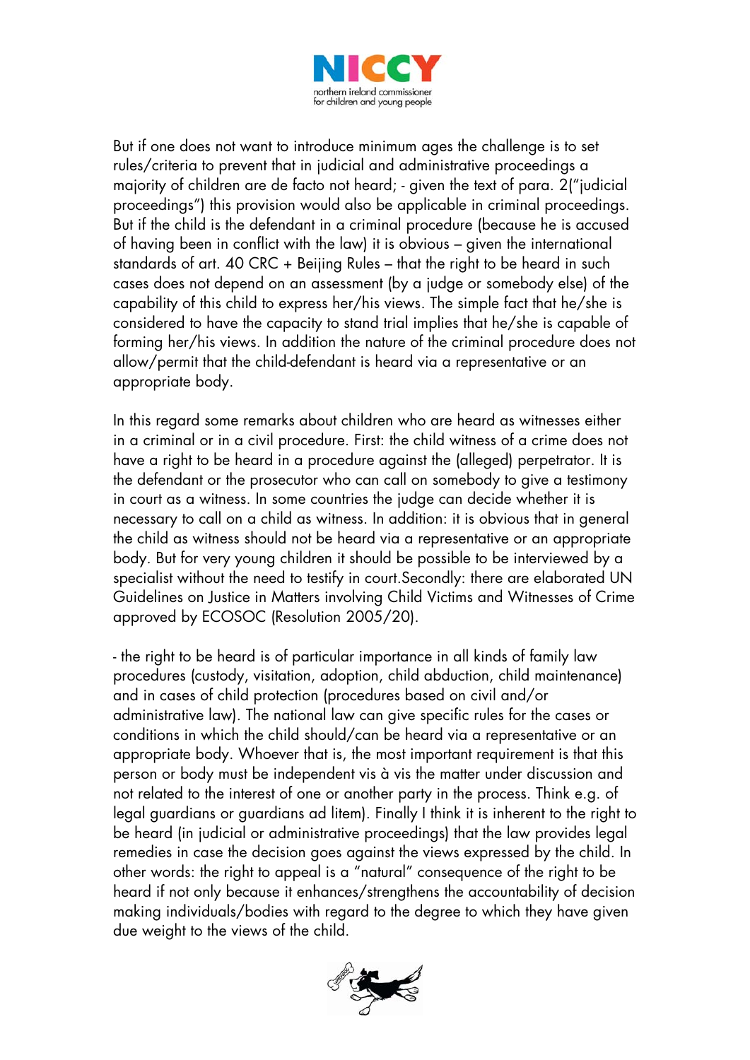But if one does not want to introduce minimum ages the challenge is to set rules/criteria to prevent that in judicial and administrative proceedings a majority of children are de facto not heard; - given the text of para. 2("judicial proceedings") this provision would also be applicable in criminal proceedings. But if the child is the defendant in a criminal procedure (because he is accused of having been in conflict with the law) it is obvious – given the international standards of art. 40 CRC + Beijing Rules – that the right to be heard in such cases does not depend on an assessment (by a judge or somebody else) of the capability of this child to express her/his views. The simple fact that he/she is considered to have the capacity to stand trial implies that he/she is capable of forming her/his views. In addition the nature of the criminal procedure does not allow/permit that the child-defendant is heard via a representative or an appropriate body.

In this regard some remarks about children who are heard as witnesses either in a criminal or in a civil procedure. First: the child witness of a crime does not have a right to be heard in a procedure against the (alleged) perpetrator. It is the defendant or the prosecutor who can call on somebody to give a testimony in court as a witness. In some countries the judge can decide whether it is necessary to call on a child as witness. In addition: it is obvious that in general the child as witness should not be heard via a representative or an appropriate body. But for very young children it should be possible to be interviewed by a specialist without the need to testify in court.Secondly: there are elaborated UN Guidelines on Justice in Matters involving Child Victims and Witnesses of Crime approved by ECOSOC (Resolution 2005/20).

- the right to be heard is of particular importance in all kinds of family law procedures (custody, visitation, adoption, child abduction, child maintenance) and in cases of child protection (procedures based on civil and/or administrative law). The national law can give specific rules for the cases or conditions in which the child should/can be heard via a representative or an appropriate body. Whoever that is, the most important requirement is that this person or body must be independent vis à vis the matter under discussion and not related to the interest of one or another party in the process. Think e.g. of legal guardians or guardians ad litem). Finally I think it is inherent to the right to be heard (in judicial or administrative proceedings) that the law provides legal remedies in case the decision goes against the views expressed by the child. In other words: the right to appeal is a "natural" consequence of the right to be heard if not only because it enhances/strengthens the accountability of decision making individuals/bodies with regard to the degree to which they have given due weight to the views of the child.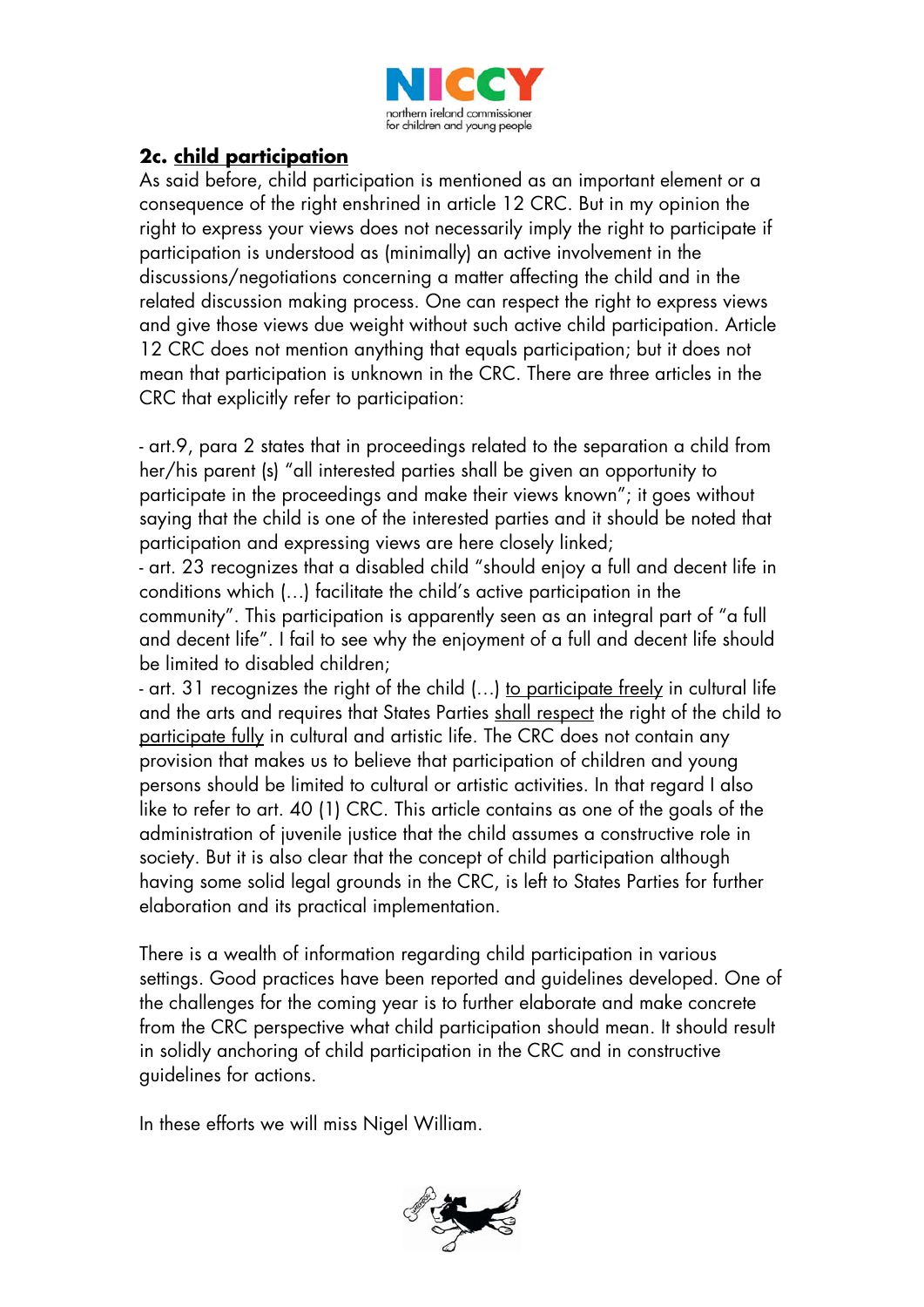## 2c. <u>child participation</u>

As said before, child participation is mentioned as an important element or a consequence of the right enshrined in article 12 CRC. But in my opinion the right to express your views does not necessarily imply the right to participate if participation is understood as (minimally) an active involvement in the discussions/negotiations concerning a matter affecting the child and in the related discussion making process. One can respect the right to express views and give those views due weight without such active child participation. Article 12 CRC does not mention anything that equals participation; but it does not mean that participation is unknown in the CRC. There are three articles in the CRC that explicitly refer to participation:

- art.9, para 2 states that in proceedings related to the separation a child from her/his parent (s) "all interested parties shall be given an opportunity to participate in the proceedings and make their views known"; it goes without saying that the child is one of the interested parties and it should be noted that participation and expressing views are here closely linked;
- art. 23 recognizes that a disabled child "should enjoy a full and decent life in conditions which (…) facilitate the child's active participation in the community". This participation is apparently seen as an integral part of "a full and decent life". I fail to see why the enjoyment of a full and decent life should be limited to disabled children;
- art. 31 recognizes the right of the child (…) <u>to participate freely</u> in cultural life and the arts and requires that States Parties <u>shall respect</u> the right of the child to <u>participate fully</u> in cultural and artistic life. The CRC does not contain any provision that makes us to believe that participation of children and young persons should be limited to cultural or artistic activities. In that regard I also like to refer to art. 40 (1) CRC. This article contains as one of the goals of the administration of juvenile justice that the child assumes a constructive role in society. But it is also clear that the concept of child participation although having some solid legal grounds in the CRC, is left to States Parties for further elaboration and its practical implementation.

There is a wealth of information regarding child participation in various settings. Good practices have been reported and guidelines developed. One of the challenges for the coming year is to further elaborate and make concrete from the CRC perspective what child participation should mean. It should result in solidly anchoring of child participation in the CRC and in constructive guidelines for actions.

In these efforts we will miss Nigel William.